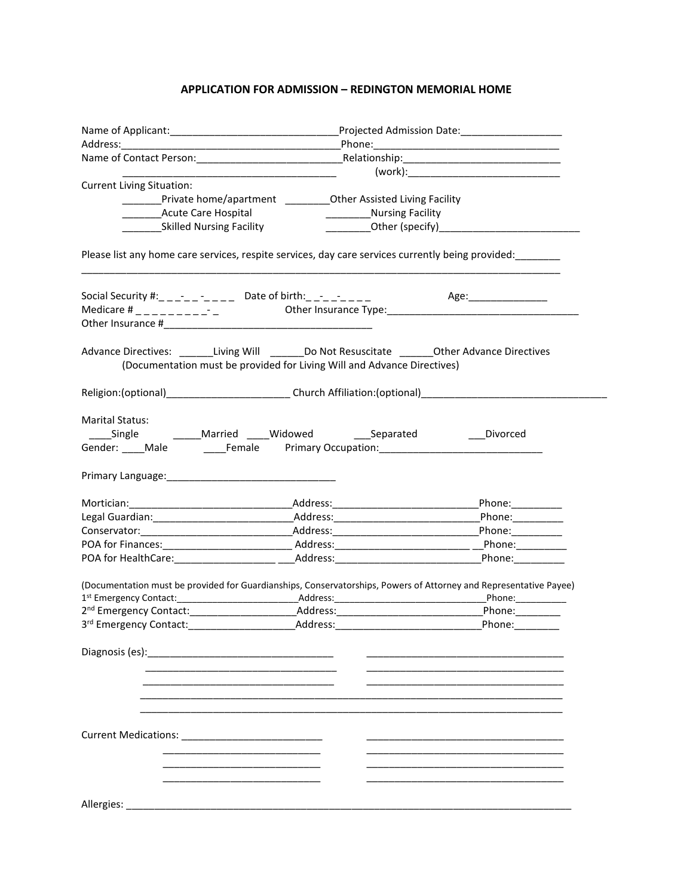## APPLICATION FOR ADMISSION – REDINGTON MEMORIAL HOME

Name of Applicant:______________________________Projected Admission Date:_________________
Address:_______________________________________Phone:________________________________
Name of Contact Person:_________________________Relationship:___________________________
_____________________________________ (work):__________________________

Current Living Situation:

_______Private home/apartment ________Other Assisted Living Facility
_______Acute Care Hospital ________Nursing Facility
_______Skilled Nursing Facility ________Other (specify)_________________________

Please list any home care services, respite services, day care services currently being provided:________
_________________________________________________________________________________________

Social Security #:_ _ _-_ _ -_ _ _ _ Date of birth:_ _-_ _-_ _ _ _ Age:______________
Medicare # _ _ _ _ _ _ _ _ _- _ Other Insurance Type:__________________________________
Other Insurance #______________________________________

Advance Directives: ______Living Will ______Do Not Resuscitate ______Other Advance Directives
(Documentation must be provided for Living Will and Advance Directives)

Religion:(optional)_____________________ Church Affiliation:(optional)_________________________________

Marital Status:
____Single _____Married ____Widowed ___Separated ___Divorced
Gender: ____Male ____Female Primary Occupation:_____________________________

Primary Language:______________________________

Mortician:____________________________Address:__________________________Phone:_________
Legal Guardian:_________________________Address:__________________________Phone:_________
Conservator:___________________________Address:__________________________Phone:_________
POA for Finances:______________________ Address:________________________ __Phone:_________
POA for HealthCare:_________________ ___Address:__________________________Phone:_________

(Documentation must be provided for Guardianships, Conservatorships, Powers of Attorney and Representative Payee)
1st Emergency Contact:________________________Address:_____________________________Phone:__________
2nd Emergency Contact:___________________Address:__________________________Phone:________
3rd Emergency Contact:___________________Address:__________________________Phone:________

Diagnosis (es):_________________________________ ___________________________________
___________________________________ ___________________________________
___________________________________ ___________________________________
______________________________________________________________________________
______________________________________________________________________________

Current Medications: _________________________ ___________________________________
___________________________ ___________________________________
___________________________ ___________________________________
___________________________ ___________________________________

Allergies: ____________________________________________________________________________________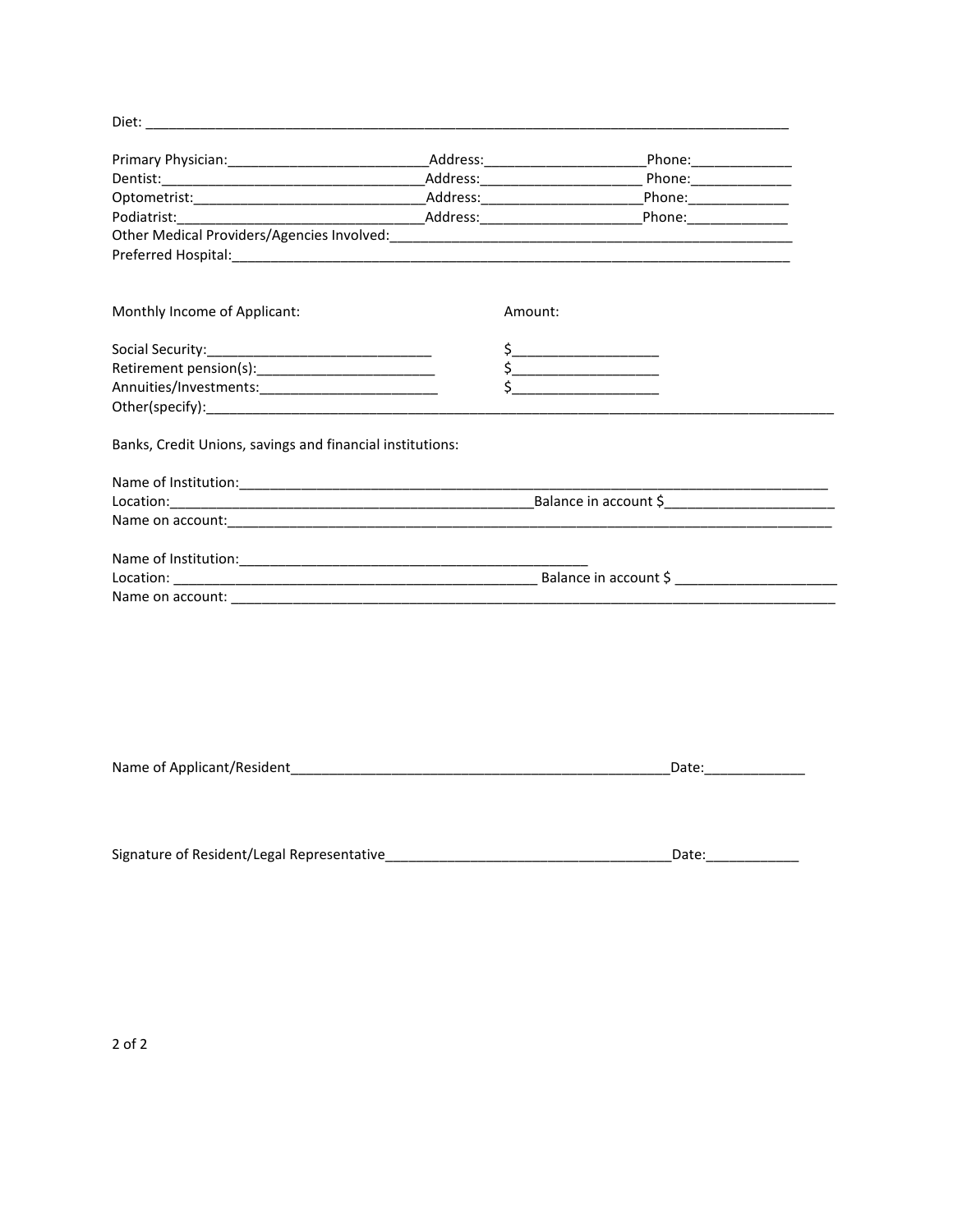Diet: ______________________________________________________________________________

Primary Physician:__________________________Address:_____________________Phone:_____________
Dentist:________________________________Address:_____________________ Phone:_____________
Optometrist:_____________________________Address:_____________________Phone:_____________
Podiatrist:_______________________________Address:_____________________Phone:_____________
Other Medical Providers/Agencies Involved:_____________________________________________________
Preferred Hospital:________________________________________________________________________

Monthly Income of Applicant: Amount:

Social Security:_____________________________ $___________________
Retirement pension(s):_______________________ $___________________
Annuities/Investments:_______________________ $___________________
Other(specify):____________________________________________________________________________________

Banks, Credit Unions, savings and financial institutions:

Name of Institution:__________________________________________________________________________
Location:_____________________________________________Balance in account $______________________
Name on account:_____________________________________________________________________________

Name of Institution:_____________________________________________
Location: _______________________________________________ Balance in account $ _____________________
Name on account: ____________________________________________________________________________

Name of Applicant/Resident____________________________________________________Date:_____________

Signature of Resident/Legal Representative____________________________________Date:____________